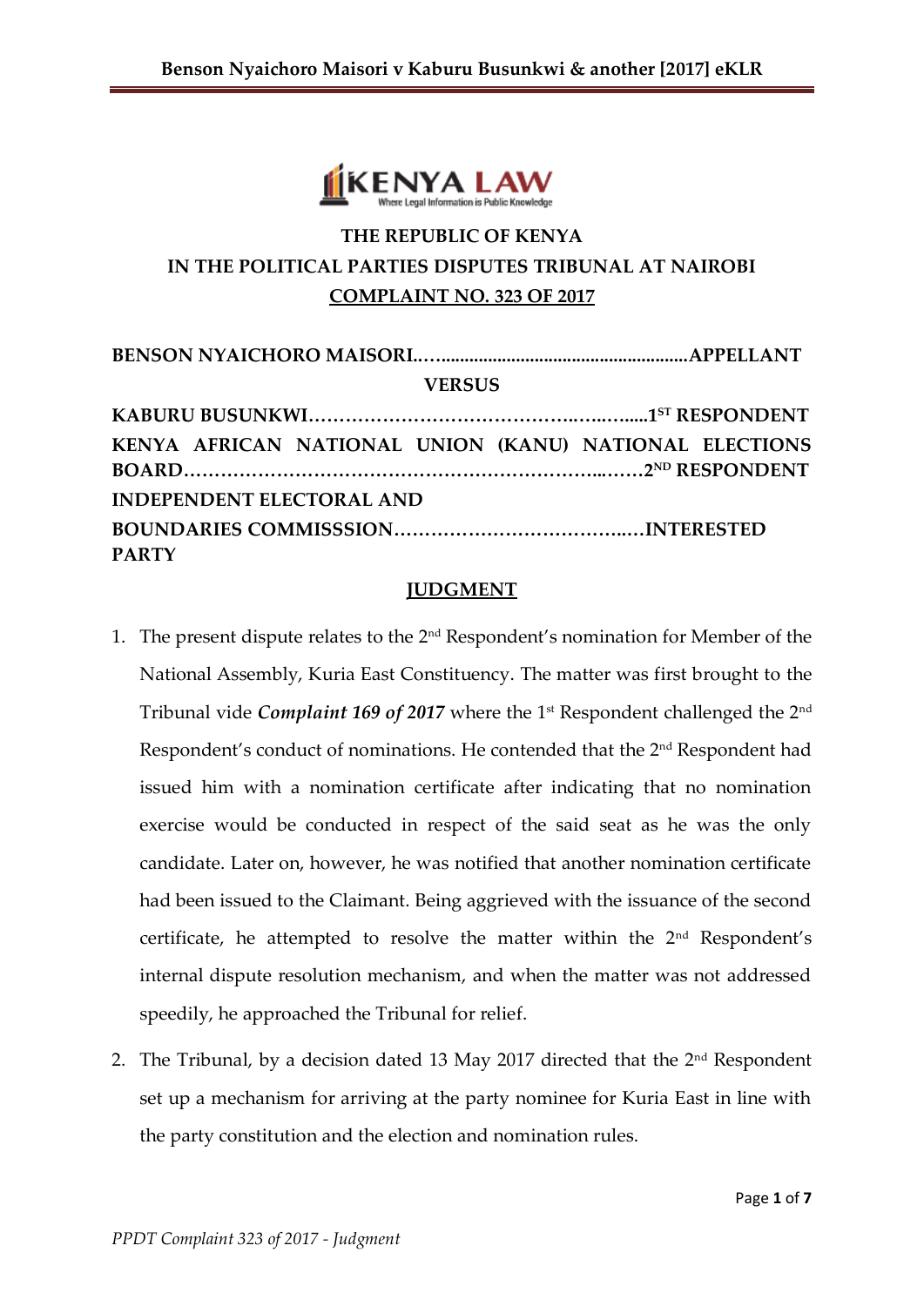**THE REPUBLIC OF KENYA**
**IN THE POLITICAL PARTIES DISPUTES TRIBUNAL AT NAIROBI**
**COMPLAINT NO. 323 OF 2017**

**BENSON NYAICHORO MAISORI……………………………………………….APPELLANT**

**VERSUS**

**KABURU BUSUNKWI……………………………………………………..1ST RESPONDENT**

**KENYA AFRICAN NATIONAL UNION (KANU) NATIONAL ELECTIONS BOARD………………………………………………………………………2ND RESPONDENT**

**INDEPENDENT ELECTORAL AND BOUNDARIES COMMISSSION……………………………………INTERESTED PARTY**

## JUDGMENT

1. The present dispute relates to the 2nd Respondent's nomination for Member of the National Assembly, Kuria East Constituency. The matter was first brought to the Tribunal vide ***Complaint 169 of 2017*** where the 1st Respondent challenged the 2nd Respondent's conduct of nominations. He contended that the 2nd Respondent had issued him with a nomination certificate after indicating that no nomination exercise would be conducted in respect of the said seat as he was the only candidate. Later on, however, he was notified that another nomination certificate had been issued to the Claimant. Being aggrieved with the issuance of the second certificate, he attempted to resolve the matter within the 2nd Respondent's internal dispute resolution mechanism, and when the matter was not addressed speedily, he approached the Tribunal for relief.

2. The Tribunal, by a decision dated 13 May 2017 directed that the 2nd Respondent set up a mechanism for arriving at the party nominee for Kuria East in line with the party constitution and the election and nomination rules.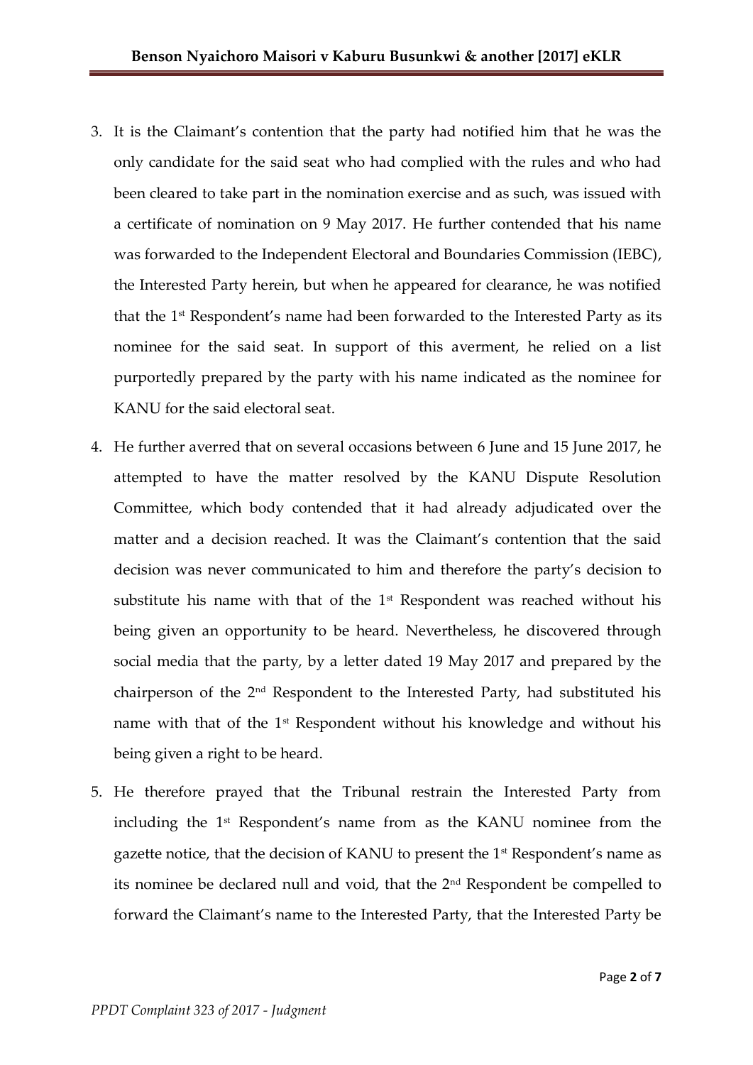3. It is the Claimant's contention that the party had notified him that he was the only candidate for the said seat who had complied with the rules and who had been cleared to take part in the nomination exercise and as such, was issued with a certificate of nomination on 9 May 2017. He further contended that his name was forwarded to the Independent Electoral and Boundaries Commission (IEBC), the Interested Party herein, but when he appeared for clearance, he was notified that the 1st Respondent's name had been forwarded to the Interested Party as its nominee for the said seat. In support of this averment, he relied on a list purportedly prepared by the party with his name indicated as the nominee for KANU for the said electoral seat.

4. He further averred that on several occasions between 6 June and 15 June 2017, he attempted to have the matter resolved by the KANU Dispute Resolution Committee, which body contended that it had already adjudicated over the matter and a decision reached. It was the Claimant's contention that the said decision was never communicated to him and therefore the party's decision to substitute his name with that of the 1st Respondent was reached without his being given an opportunity to be heard. Nevertheless, he discovered through social media that the party, by a letter dated 19 May 2017 and prepared by the chairperson of the 2nd Respondent to the Interested Party, had substituted his name with that of the 1st Respondent without his knowledge and without his being given a right to be heard.

5. He therefore prayed that the Tribunal restrain the Interested Party from including the 1st Respondent's name from as the KANU nominee from the gazette notice, that the decision of KANU to present the 1st Respondent's name as its nominee be declared null and void, that the 2nd Respondent be compelled to forward the Claimant's name to the Interested Party, that the Interested Party be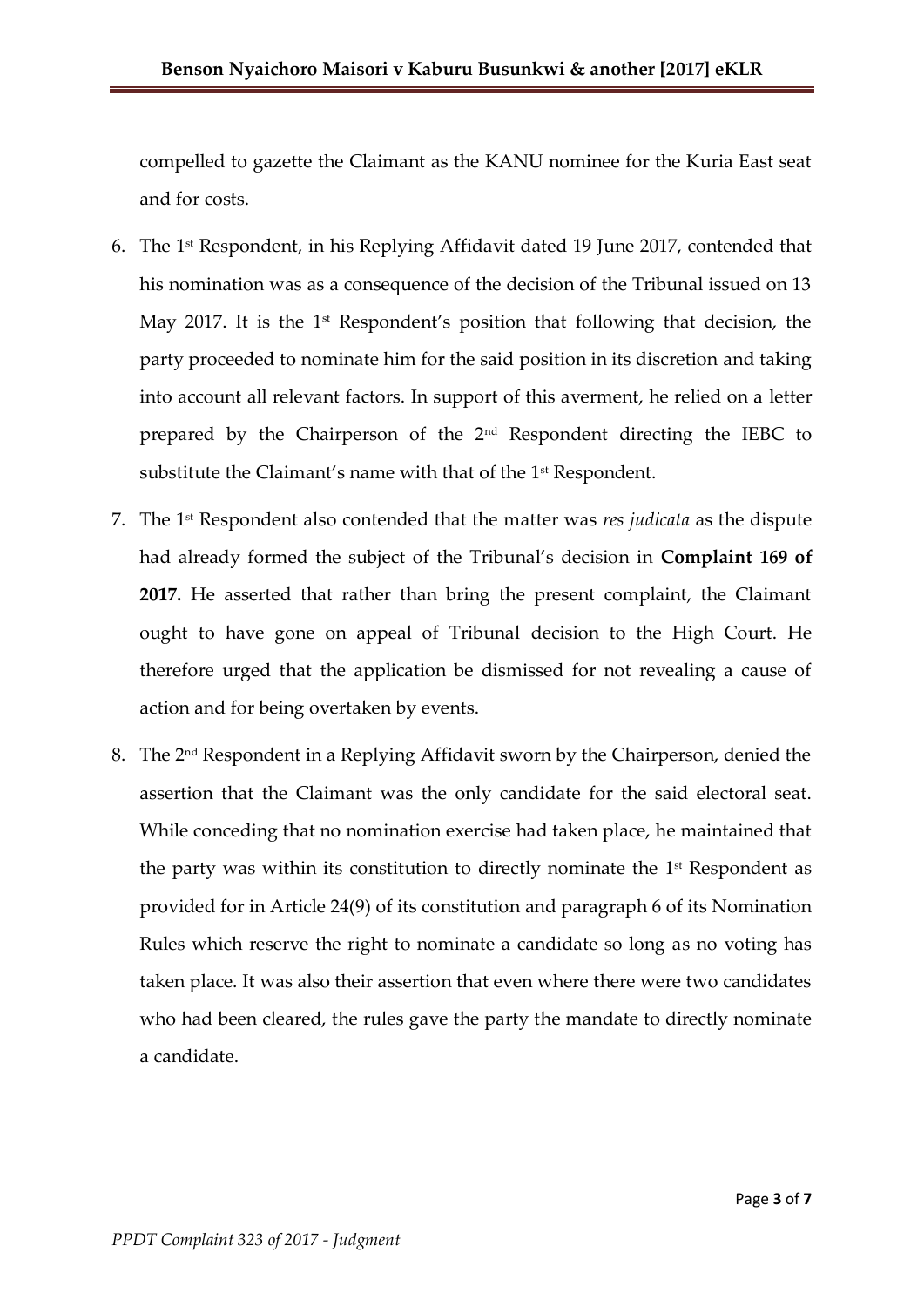compelled to gazette the Claimant as the KANU nominee for the Kuria East seat and for costs.

6. The 1st Respondent, in his Replying Affidavit dated 19 June 2017, contended that his nomination was as a consequence of the decision of the Tribunal issued on 13 May 2017. It is the 1st Respondent's position that following that decision, the party proceeded to nominate him for the said position in its discretion and taking into account all relevant factors. In support of this averment, he relied on a letter prepared by the Chairperson of the 2nd Respondent directing the IEBC to substitute the Claimant's name with that of the 1st Respondent.

7. The 1st Respondent also contended that the matter was *res judicata* as the dispute had already formed the subject of the Tribunal's decision in **Complaint 169 of 2017.** He asserted that rather than bring the present complaint, the Claimant ought to have gone on appeal of Tribunal decision to the High Court. He therefore urged that the application be dismissed for not revealing a cause of action and for being overtaken by events.

8. The 2nd Respondent in a Replying Affidavit sworn by the Chairperson, denied the assertion that the Claimant was the only candidate for the said electoral seat. While conceding that no nomination exercise had taken place, he maintained that the party was within its constitution to directly nominate the 1st Respondent as provided for in Article 24(9) of its constitution and paragraph 6 of its Nomination Rules which reserve the right to nominate a candidate so long as no voting has taken place. It was also their assertion that even where there were two candidates who had been cleared, the rules gave the party the mandate to directly nominate a candidate.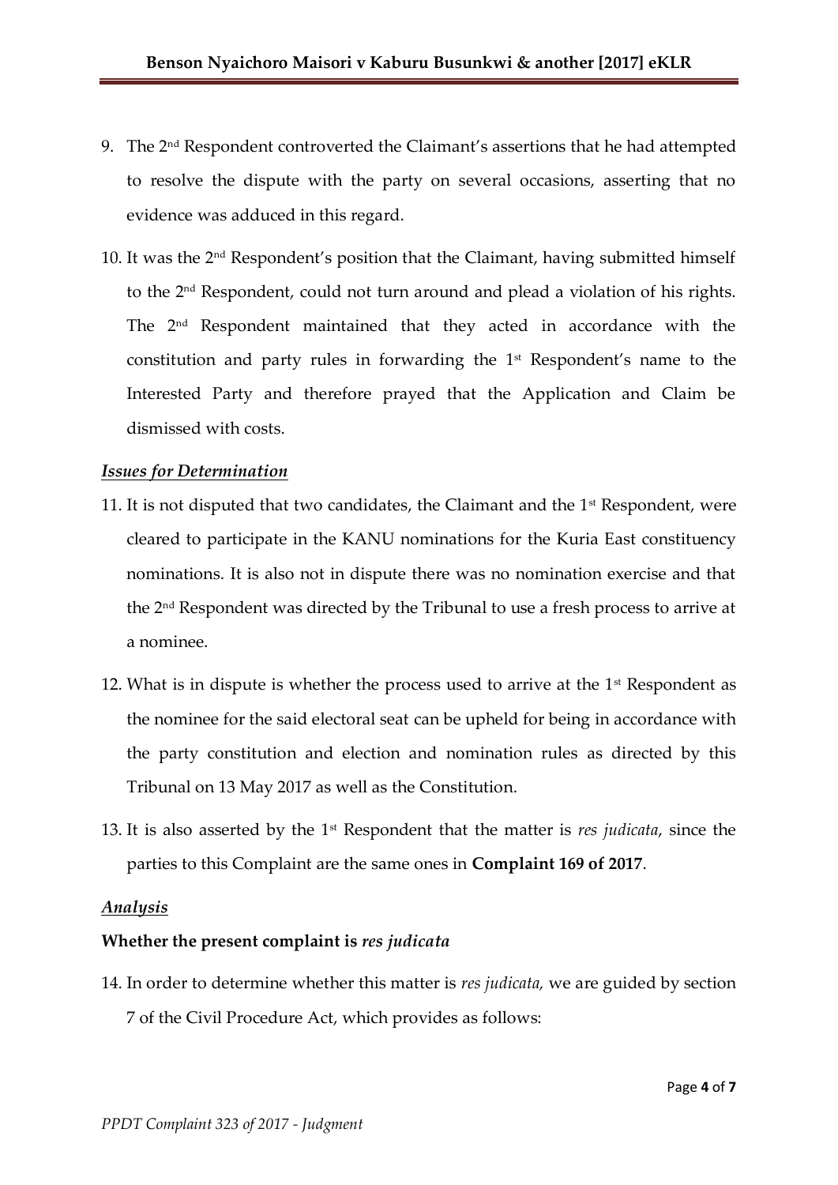9. The 2[nd] Respondent controverted the Claimant's assertions that he had attempted to resolve the dispute with the party on several occasions, asserting that no evidence was adduced in this regard.

10. It was the 2[nd] Respondent's position that the Claimant, having submitted himself to the 2[nd] Respondent, could not turn around and plead a violation of his rights. The 2[nd] Respondent maintained that they acted in accordance with the constitution and party rules in forwarding the 1[st] Respondent's name to the Interested Party and therefore prayed that the Application and Claim be dismissed with costs.

***Issues for Determination***

11. It is not disputed that two candidates, the Claimant and the 1[st] Respondent, were cleared to participate in the KANU nominations for the Kuria East constituency nominations. It is also not in dispute there was no nomination exercise and that the 2[nd] Respondent was directed by the Tribunal to use a fresh process to arrive at a nominee.

12. What is in dispute is whether the process used to arrive at the 1[st] Respondent as the nominee for the said electoral seat can be upheld for being in accordance with the party constitution and election and nomination rules as directed by this Tribunal on 13 May 2017 as well as the Constitution.

13. It is also asserted by the 1[st] Respondent that the matter is *res judicata*, since the parties to this Complaint are the same ones in **Complaint 169 of 2017**.

***Analysis***

**Whether the present complaint is *res judicata***

14. In order to determine whether this matter is *res judicata,* we are guided by section 7 of the Civil Procedure Act, which provides as follows: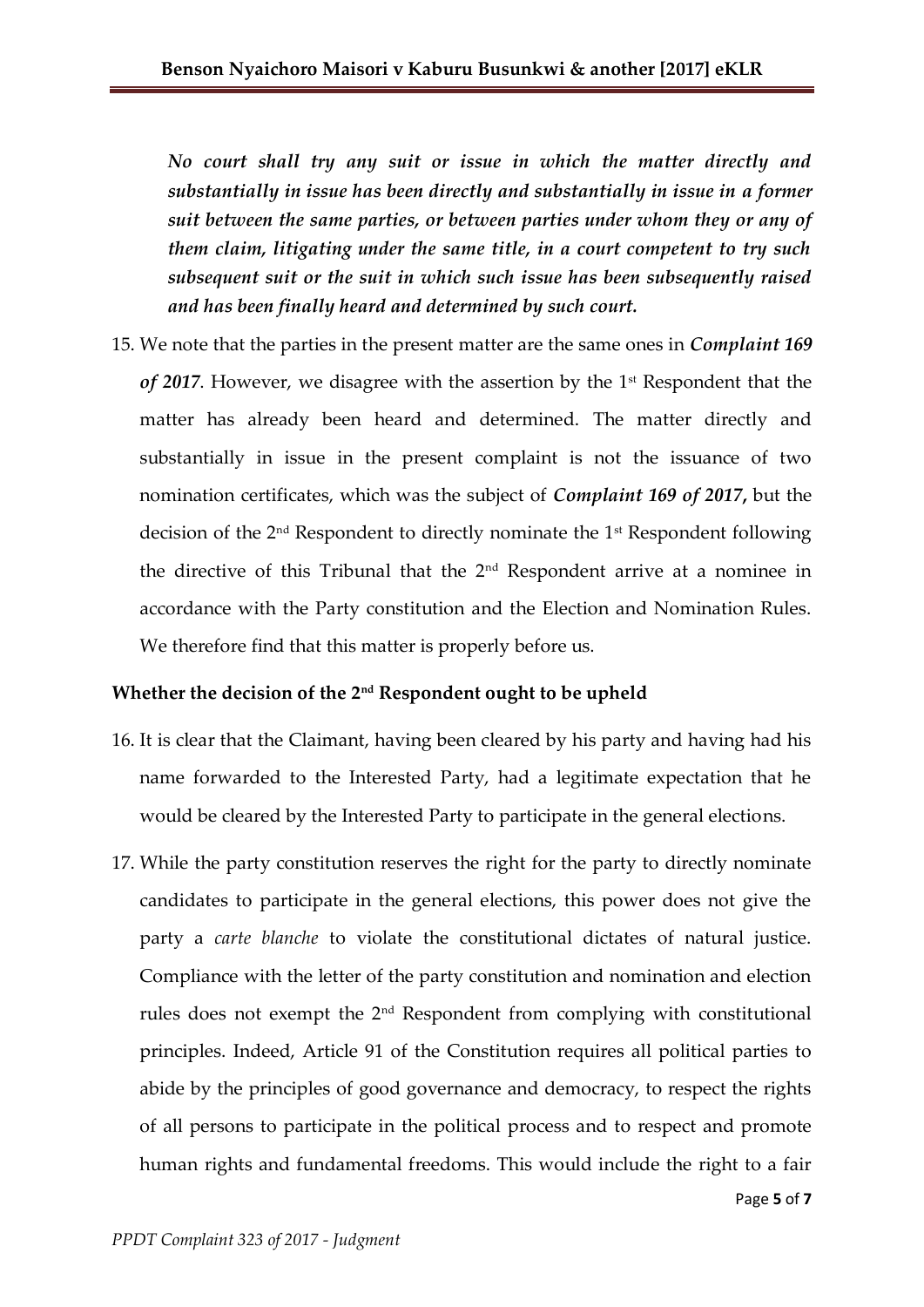*No court shall try any suit or issue in which the matter directly and substantially in issue has been directly and substantially in issue in a former suit between the same parties, or between parties under whom they or any of them claim, litigating under the same title, in a court competent to try such subsequent suit or the suit in which such issue has been subsequently raised and has been finally heard and determined by such court.*

15. We note that the parties in the present matter are the same ones in ***Complaint 169 of 2017***. However, we disagree with the assertion by the 1st Respondent that the matter has already been heard and determined. The matter directly and substantially in issue in the present complaint is not the issuance of two nomination certificates, which was the subject of ***Complaint 169 of 2017*****,** but the decision of the 2nd Respondent to directly nominate the 1st Respondent following the directive of this Tribunal that the 2nd Respondent arrive at a nominee in accordance with the Party constitution and the Election and Nomination Rules. We therefore find that this matter is properly before us.

**Whether the decision of the 2nd Respondent ought to be upheld**

16. It is clear that the Claimant, having been cleared by his party and having had his name forwarded to the Interested Party, had a legitimate expectation that he would be cleared by the Interested Party to participate in the general elections.

17. While the party constitution reserves the right for the party to directly nominate candidates to participate in the general elections, this power does not give the party a *carte blanche* to violate the constitutional dictates of natural justice. Compliance with the letter of the party constitution and nomination and election rules does not exempt the 2nd Respondent from complying with constitutional principles. Indeed, Article 91 of the Constitution requires all political parties to abide by the principles of good governance and democracy, to respect the rights of all persons to participate in the political process and to respect and promote human rights and fundamental freedoms. This would include the right to a fair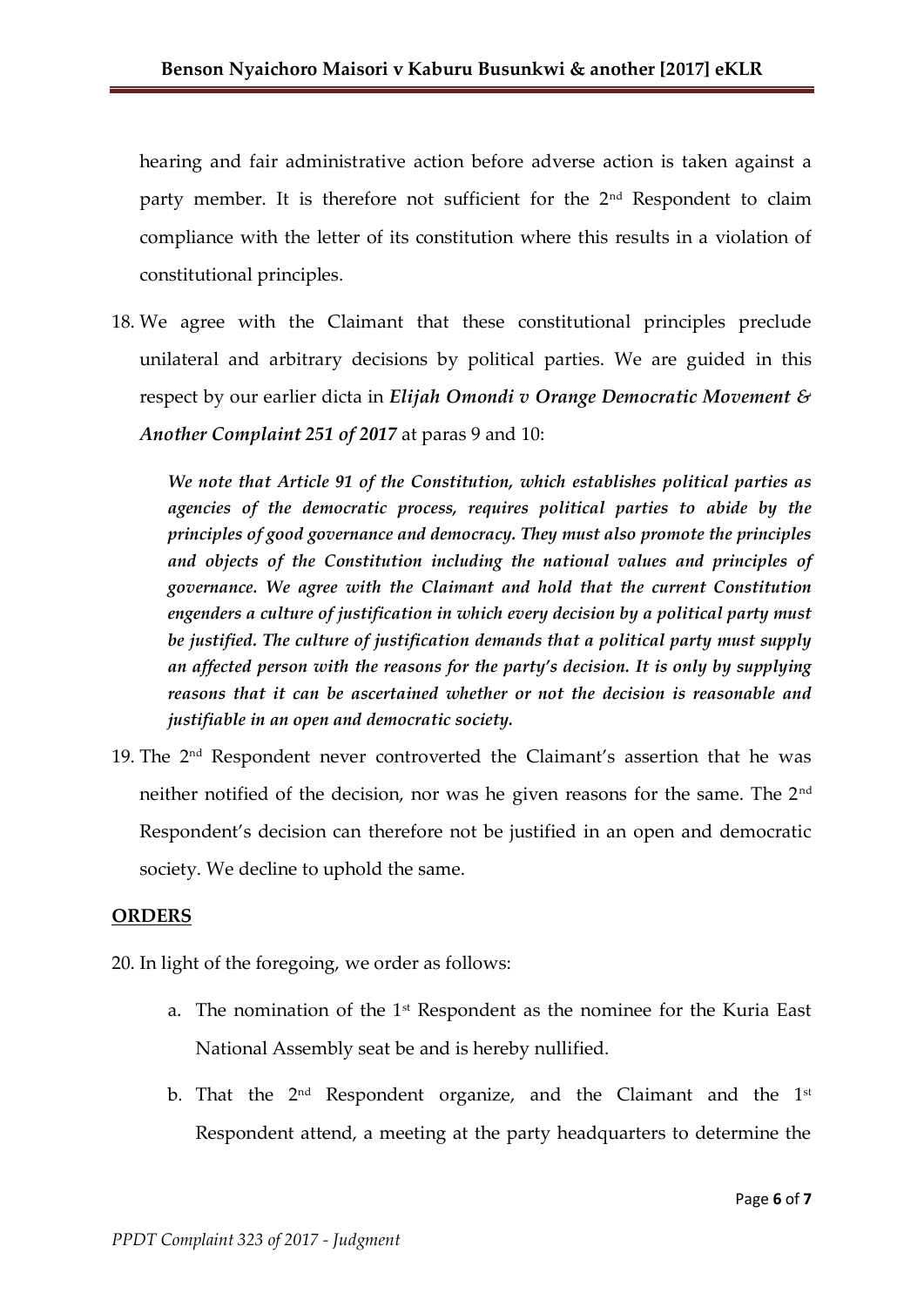hearing and fair administrative action before adverse action is taken against a party member. It is therefore not sufficient for the 2nd Respondent to claim compliance with the letter of its constitution where this results in a violation of constitutional principles.

18. We agree with the Claimant that these constitutional principles preclude unilateral and arbitrary decisions by political parties. We are guided in this respect by our earlier dicta in ***Elijah Omondi v Orange Democratic Movement & Another Complaint 251 of 2017*** at paras 9 and 10:

    ***We note that Article 91 of the Constitution, which establishes political parties as agencies of the democratic process, requires political parties to abide by the principles of good governance and democracy. They must also promote the principles and objects of the Constitution including the national values and principles of governance. We agree with the Claimant and hold that the current Constitution engenders a culture of justification in which every decision by a political party must be justified. The culture of justification demands that a political party must supply an affected person with the reasons for the party's decision. It is only by supplying reasons that it can be ascertained whether or not the decision is reasonable and justifiable in an open and democratic society.***

19. The 2nd Respondent never controverted the Claimant's assertion that he was neither notified of the decision, nor was he given reasons for the same. The 2nd Respondent's decision can therefore not be justified in an open and democratic society. We decline to uphold the same.

**ORDERS**

20. In light of the foregoing, we order as follows:

    a. The nomination of the 1st Respondent as the nominee for the Kuria East National Assembly seat be and is hereby nullified.

    b. That the 2nd Respondent organize, and the Claimant and the 1st Respondent attend, a meeting at the party headquarters to determine the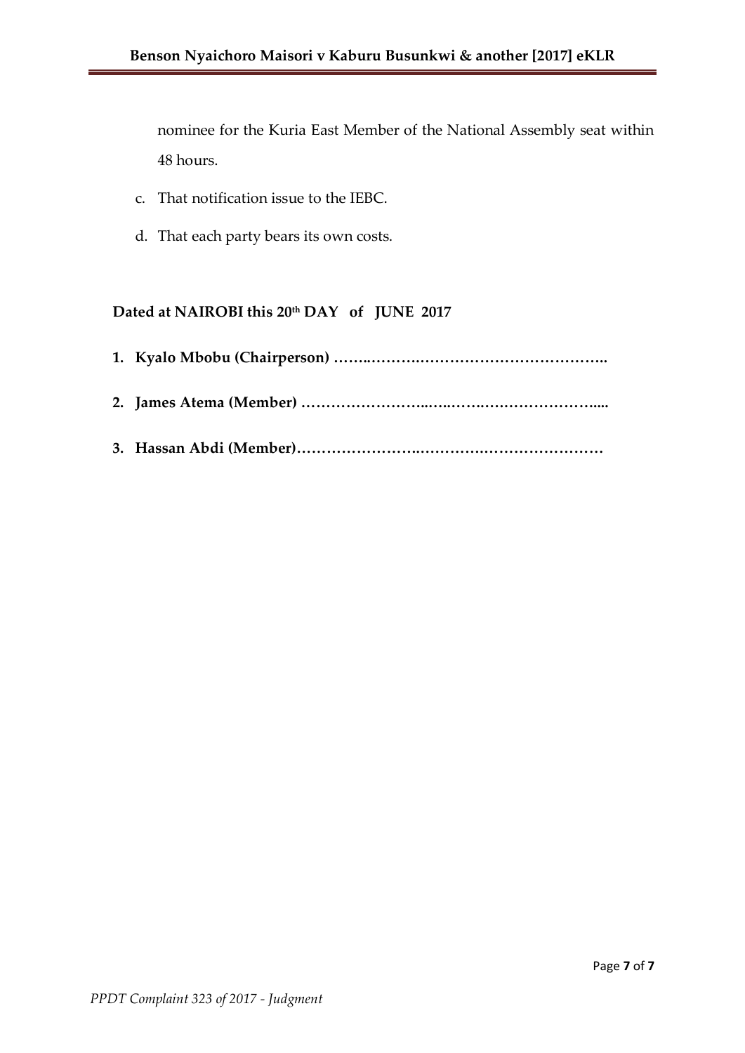nominee for the Kuria East Member of the National Assembly seat within 48 hours.

c. That notification issue to the IEBC.

d. That each party bears its own costs.

**Dated at NAIROBI this 20th DAY of JUNE 2017**

1. **Kyalo Mbobu (Chairperson) ……..…………………………………………..**
2. **James Atema (Member) …………………..…..……..………………….....**
3. **Hassan Abdi (Member)…………………….……………………………**